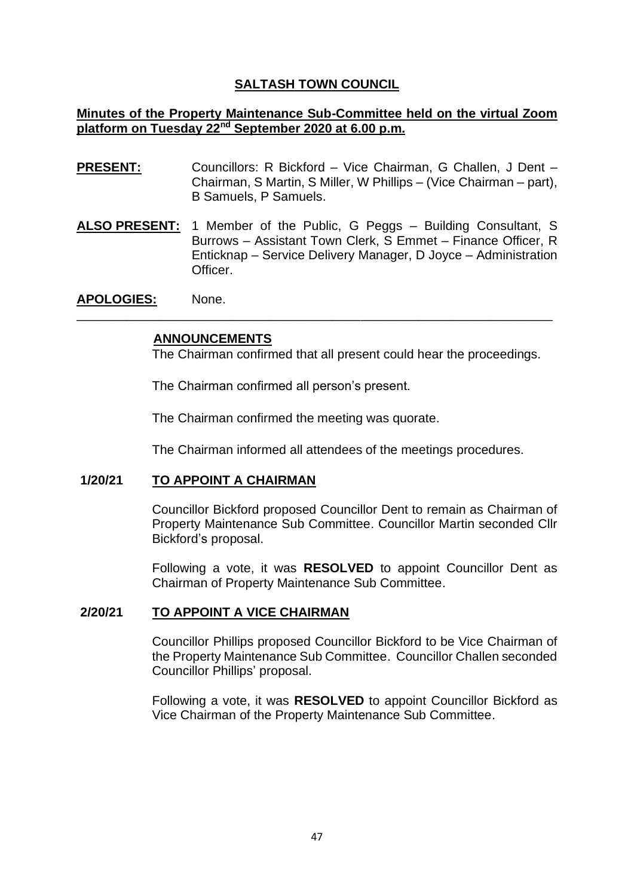# SALTASH TOWN COUNCIL

## Minutes of the Property Maintenance Sub-Committee held on the virtual Zoom platform on Tuesday 22nd September 2020 at 6.00 p.m.

**PRESENT:** Councillors: R Bickford – Vice Chairman, G Challen, J Dent – Chairman, S Martin, S Miller, W Phillips – (Vice Chairman – part), B Samuels, P Samuels.

**ALSO PRESENT:** 1 Member of the Public, G Peggs – Building Consultant, S Burrows – Assistant Town Clerk, S Emmet – Finance Officer, R Enticknap – Service Delivery Manager, D Joyce – Administration Officer.

**APOLOGIES:** None.

---

### ANNOUNCEMENTS

The Chairman confirmed that all present could hear the proceedings.

The Chairman confirmed all person's present.

The Chairman confirmed the meeting was quorate.

The Chairman informed all attendees of the meetings procedures.

### 1/20/21 TO APPOINT A CHAIRMAN

Councillor Bickford proposed Councillor Dent to remain as Chairman of Property Maintenance Sub Committee. Councillor Martin seconded Cllr Bickford's proposal.

Following a vote, it was **RESOLVED** to appoint Councillor Dent as Chairman of Property Maintenance Sub Committee.

### 2/20/21 TO APPOINT A VICE CHAIRMAN

Councillor Phillips proposed Councillor Bickford to be Vice Chairman of the Property Maintenance Sub Committee. Councillor Challen seconded Councillor Phillips' proposal.

Following a vote, it was **RESOLVED** to appoint Councillor Bickford as Vice Chairman of the Property Maintenance Sub Committee.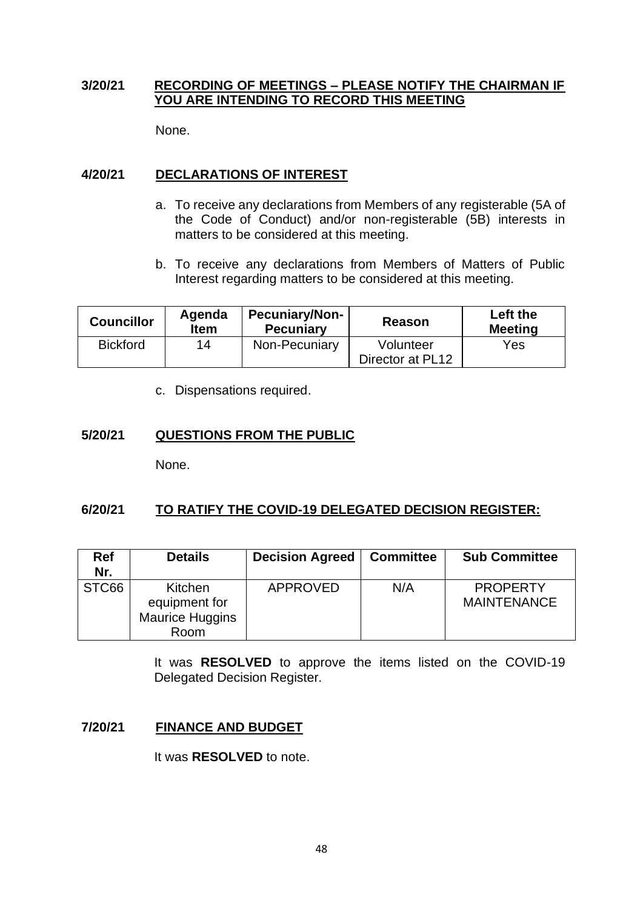**3/20/21 RECORDING OF MEETINGS – PLEASE NOTIFY THE CHAIRMAN IF YOU ARE INTENDING TO RECORD THIS MEETING**

None.

**4/20/21 DECLARATIONS OF INTEREST**

a. To receive any declarations from Members of any registerable (5A of the Code of Conduct) and/or non-registerable (5B) interests in matters to be considered at this meeting.

b. To receive any declarations from Members of Matters of Public Interest regarding matters to be considered at this meeting.

| Councillor | Agenda Item | Pecuniary/Non-Pecuniary | Reason | Left the Meeting |
|---|---|---|---|---|
| Bickford | 14 | Non-Pecuniary | Volunteer Director at PL12 | Yes |

c. Dispensations required.

**5/20/21 QUESTIONS FROM THE PUBLIC**

None.

**6/20/21 TO RATIFY THE COVID-19 DELEGATED DECISION REGISTER:**

| Ref Nr. | Details | Decision Agreed | Committee | Sub Committee |
|---|---|---|---|---|
| STC66 | Kitchen equipment for Maurice Huggins Room | APPROVED | N/A | PROPERTY MAINTENANCE |

It was **RESOLVED** to approve the items listed on the COVID-19 Delegated Decision Register.

**7/20/21 FINANCE AND BUDGET**

It was **RESOLVED** to note.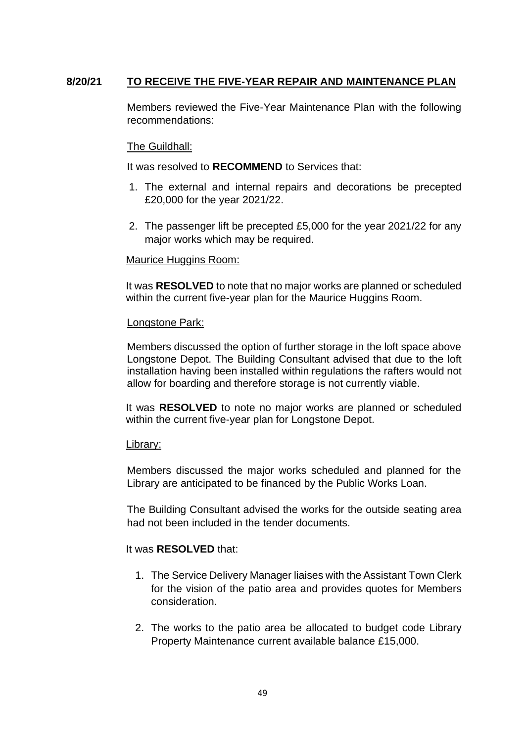## 8/20/21 TO RECEIVE THE FIVE-YEAR REPAIR AND MAINTENANCE PLAN

Members reviewed the Five-Year Maintenance Plan with the following recommendations:

The Guildhall:

It was resolved to **RECOMMEND** to Services that:

1. The external and internal repairs and decorations be precepted £20,000 for the year 2021/22.
2. The passenger lift be precepted £5,000 for the year 2021/22 for any major works which may be required.

Maurice Huggins Room:

It was **RESOLVED** to note that no major works are planned or scheduled within the current five-year plan for the Maurice Huggins Room.

Longstone Park:

Members discussed the option of further storage in the loft space above Longstone Depot. The Building Consultant advised that due to the loft installation having been installed within regulations the rafters would not allow for boarding and therefore storage is not currently viable.

It was **RESOLVED** to note no major works are planned or scheduled within the current five-year plan for Longstone Depot.

Library:

Members discussed the major works scheduled and planned for the Library are anticipated to be financed by the Public Works Loan.

The Building Consultant advised the works for the outside seating area had not been included in the tender documents.

It was **RESOLVED** that:

1. The Service Delivery Manager liaises with the Assistant Town Clerk for the vision of the patio area and provides quotes for Members consideration.
2. The works to the patio area be allocated to budget code Library Property Maintenance current available balance £15,000.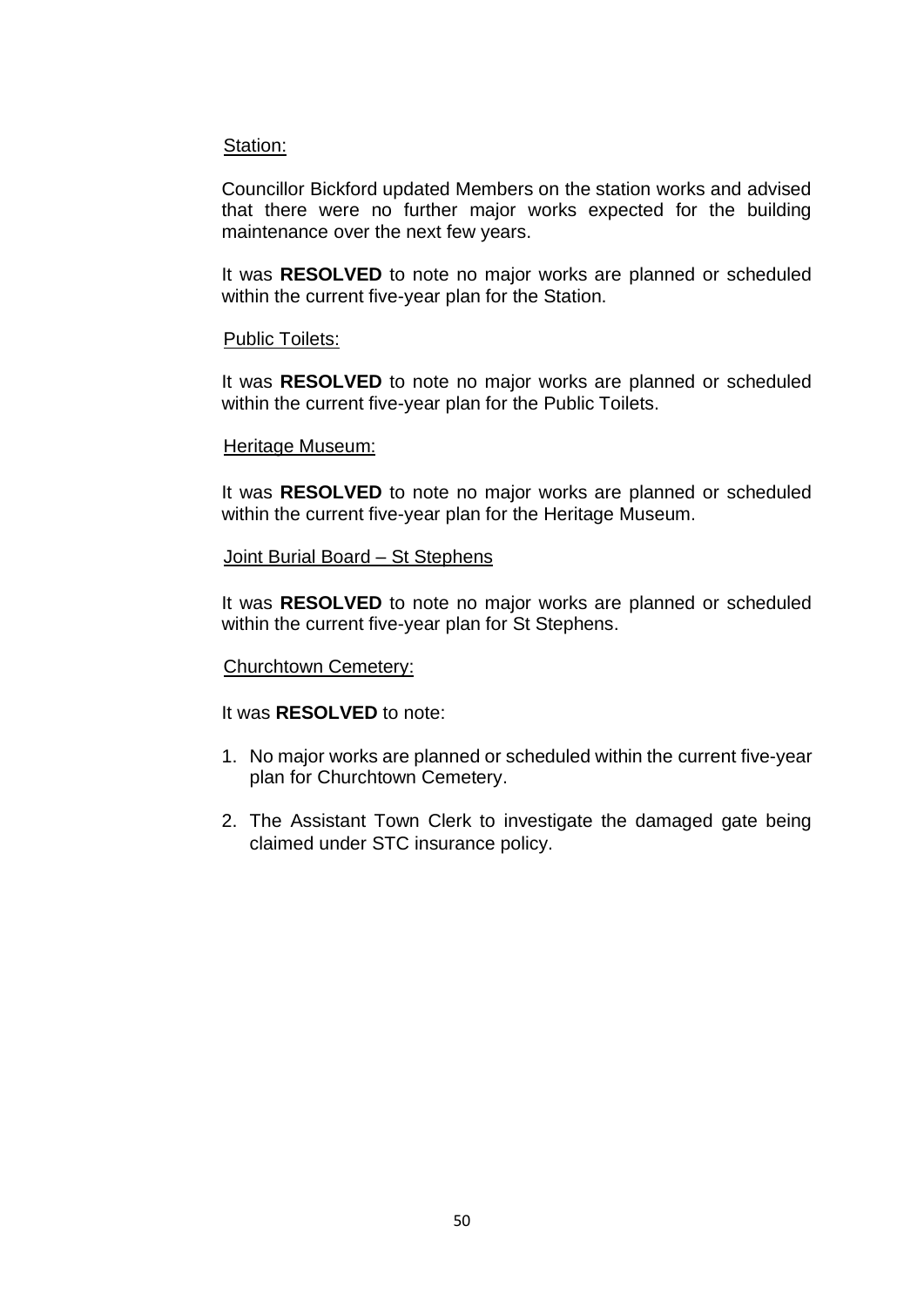Station:

Councillor Bickford updated Members on the station works and advised that there were no further major works expected for the building maintenance over the next few years.

It was **RESOLVED** to note no major works are planned or scheduled within the current five-year plan for the Station.

Public Toilets:

It was **RESOLVED** to note no major works are planned or scheduled within the current five-year plan for the Public Toilets.

Heritage Museum:

It was **RESOLVED** to note no major works are planned or scheduled within the current five-year plan for the Heritage Museum.

Joint Burial Board – St Stephens

It was **RESOLVED** to note no major works are planned or scheduled within the current five-year plan for St Stephens.

Churchtown Cemetery:

It was **RESOLVED** to note:

1. No major works are planned or scheduled within the current five-year plan for Churchtown Cemetery.
2. The Assistant Town Clerk to investigate the damaged gate being claimed under STC insurance policy.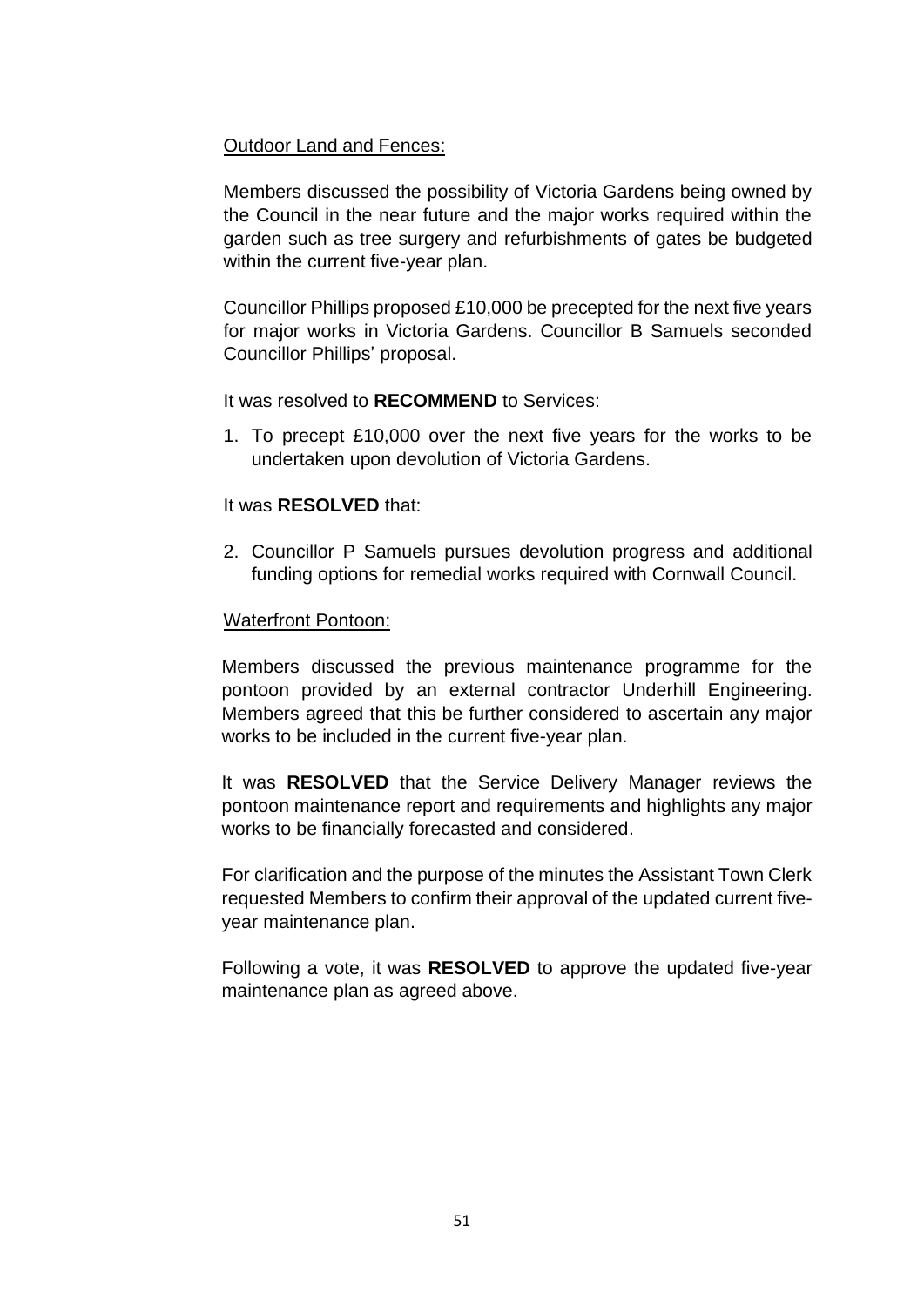Outdoor Land and Fences:

Members discussed the possibility of Victoria Gardens being owned by the Council in the near future and the major works required within the garden such as tree surgery and refurbishments of gates be budgeted within the current five-year plan.

Councillor Phillips proposed £10,000 be precepted for the next five years for major works in Victoria Gardens. Councillor B Samuels seconded Councillor Phillips' proposal.

It was resolved to **RECOMMEND** to Services:

1. To precept £10,000 over the next five years for the works to be undertaken upon devolution of Victoria Gardens.

It was **RESOLVED** that:

2. Councillor P Samuels pursues devolution progress and additional funding options for remedial works required with Cornwall Council.

Waterfront Pontoon:

Members discussed the previous maintenance programme for the pontoon provided by an external contractor Underhill Engineering. Members agreed that this be further considered to ascertain any major works to be included in the current five-year plan.

It was **RESOLVED** that the Service Delivery Manager reviews the pontoon maintenance report and requirements and highlights any major works to be financially forecasted and considered.

For clarification and the purpose of the minutes the Assistant Town Clerk requested Members to confirm their approval of the updated current five-year maintenance plan.

Following a vote, it was **RESOLVED** to approve the updated five-year maintenance plan as agreed above.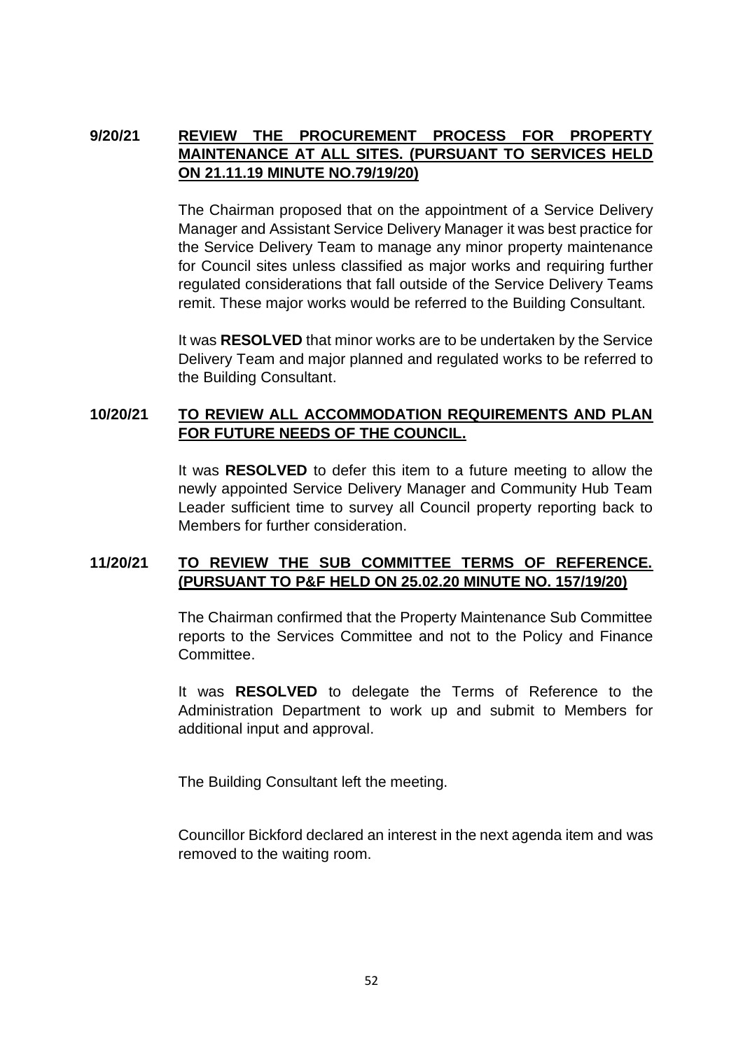**9/20/21** **REVIEW THE PROCUREMENT PROCESS FOR PROPERTY MAINTENANCE AT ALL SITES. (PURSUANT TO SERVICES HELD ON 21.11.19 MINUTE NO.79/19/20)**

The Chairman proposed that on the appointment of a Service Delivery Manager and Assistant Service Delivery Manager it was best practice for the Service Delivery Team to manage any minor property maintenance for Council sites unless classified as major works and requiring further regulated considerations that fall outside of the Service Delivery Teams remit. These major works would be referred to the Building Consultant.

It was **RESOLVED** that minor works are to be undertaken by the Service Delivery Team and major planned and regulated works to be referred to the Building Consultant.

**10/20/21** **TO REVIEW ALL ACCOMMODATION REQUIREMENTS AND PLAN FOR FUTURE NEEDS OF THE COUNCIL.**

It was **RESOLVED** to defer this item to a future meeting to allow the newly appointed Service Delivery Manager and Community Hub Team Leader sufficient time to survey all Council property reporting back to Members for further consideration.

**11/20/21** **TO REVIEW THE SUB COMMITTEE TERMS OF REFERENCE. (PURSUANT TO P&F HELD ON 25.02.20 MINUTE NO. 157/19/20)**

The Chairman confirmed that the Property Maintenance Sub Committee reports to the Services Committee and not to the Policy and Finance Committee.

It was **RESOLVED** to delegate the Terms of Reference to the Administration Department to work up and submit to Members for additional input and approval.

The Building Consultant left the meeting.

Councillor Bickford declared an interest in the next agenda item and was removed to the waiting room.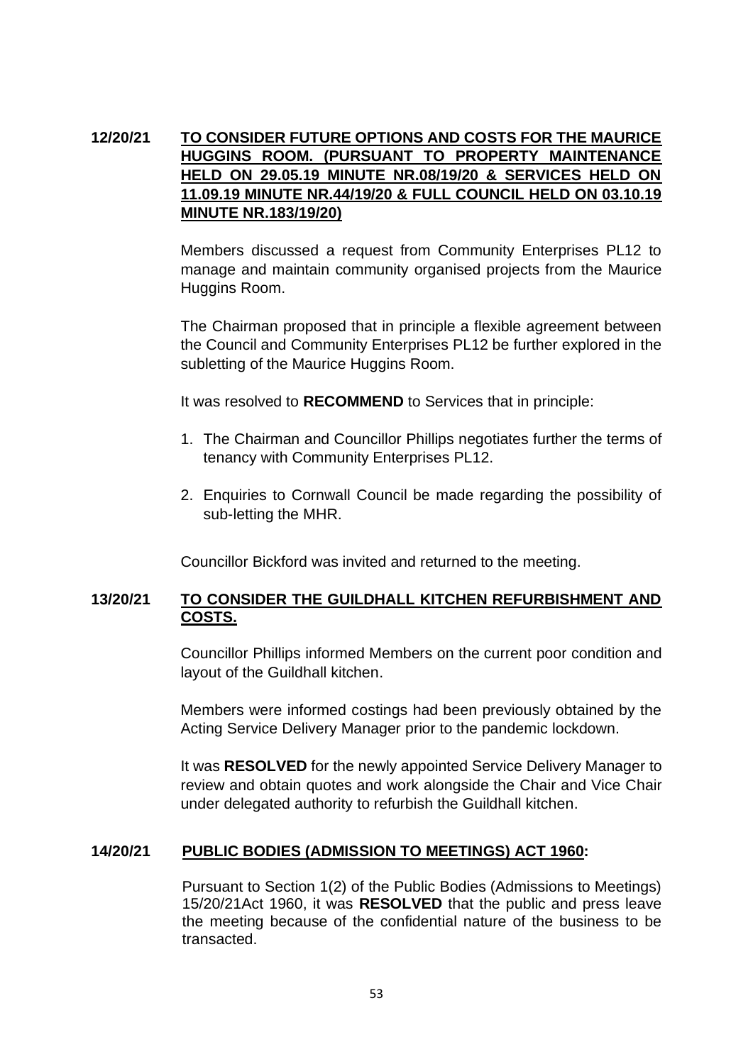**12/20/21 TO CONSIDER FUTURE OPTIONS AND COSTS FOR THE MAURICE HUGGINS ROOM. (PURSUANT TO PROPERTY MAINTENANCE HELD ON 29.05.19 MINUTE NR.08/19/20 & SERVICES HELD ON 11.09.19 MINUTE NR.44/19/20 & FULL COUNCIL HELD ON 03.10.19 MINUTE NR.183/19/20)**

Members discussed a request from Community Enterprises PL12 to manage and maintain community organised projects from the Maurice Huggins Room.

The Chairman proposed that in principle a flexible agreement between the Council and Community Enterprises PL12 be further explored in the subletting of the Maurice Huggins Room.

It was resolved to **RECOMMEND** to Services that in principle:

1. The Chairman and Councillor Phillips negotiates further the terms of tenancy with Community Enterprises PL12.
2. Enquiries to Cornwall Council be made regarding the possibility of sub-letting the MHR.

Councillor Bickford was invited and returned to the meeting.

**13/20/21 TO CONSIDER THE GUILDHALL KITCHEN REFURBISHMENT AND COSTS.**

Councillor Phillips informed Members on the current poor condition and layout of the Guildhall kitchen.

Members were informed costings had been previously obtained by the Acting Service Delivery Manager prior to the pandemic lockdown.

It was **RESOLVED** for the newly appointed Service Delivery Manager to review and obtain quotes and work alongside the Chair and Vice Chair under delegated authority to refurbish the Guildhall kitchen.

**14/20/21 PUBLIC BODIES (ADMISSION TO MEETINGS) ACT 1960:**

Pursuant to Section 1(2) of the Public Bodies (Admissions to Meetings) 15/20/21Act 1960, it was **RESOLVED** that the public and press leave the meeting because of the confidential nature of the business to be transacted.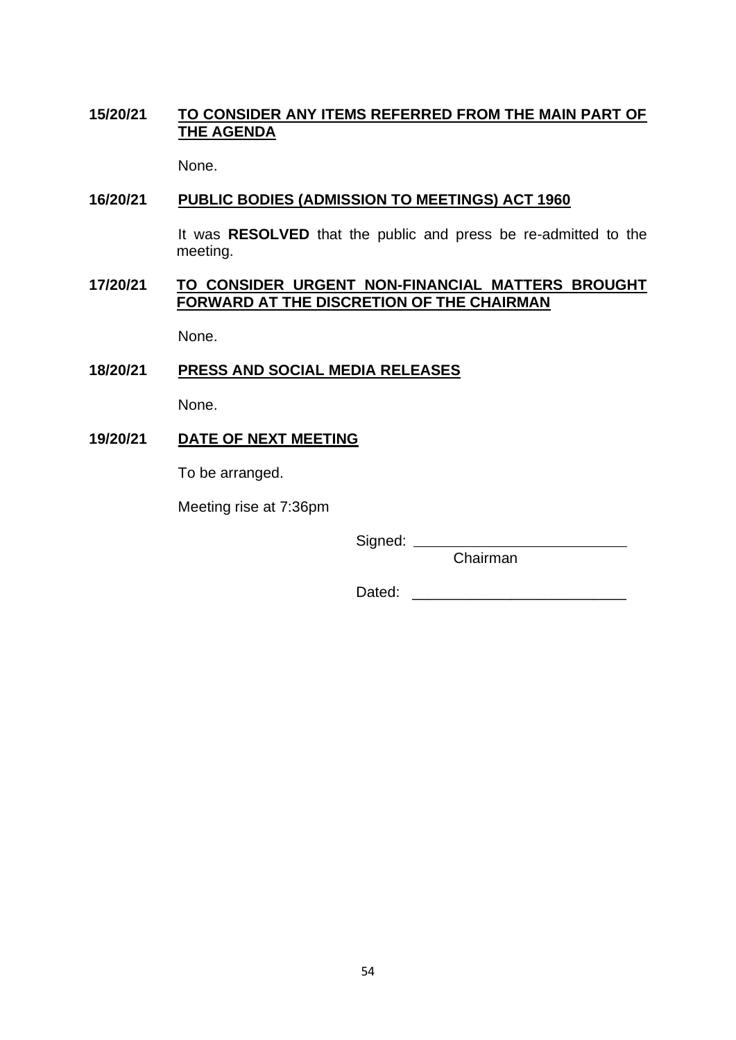**15/20/21 TO CONSIDER ANY ITEMS REFERRED FROM THE MAIN PART OF THE AGENDA**

None.

**16/20/21 PUBLIC BODIES (ADMISSION TO MEETINGS) ACT 1960**

It was **RESOLVED** that the public and press be re-admitted to the meeting.

**17/20/21 TO CONSIDER URGENT NON-FINANCIAL MATTERS BROUGHT FORWARD AT THE DISCRETION OF THE CHAIRMAN**

None.

**18/20/21 PRESS AND SOCIAL MEDIA RELEASES**

None.

**19/20/21 DATE OF NEXT MEETING**

To be arranged.

Meeting rise at 7:36pm

Signed: ___________________________
Chairman

Dated: ___________________________